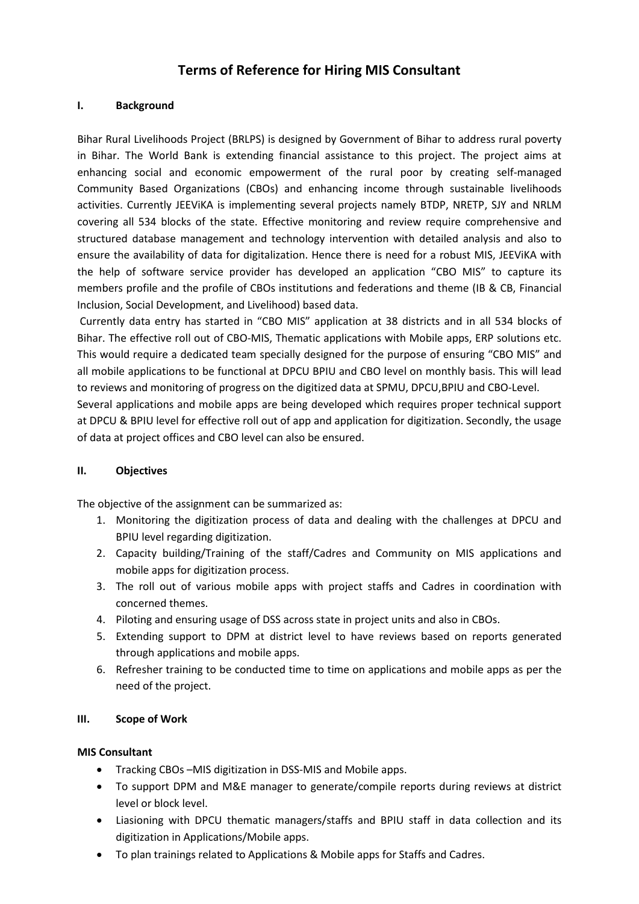# Terms of Reference for Hiring MIS Consultant

## I. Background

Bihar Rural Livelihoods Project (BRLPS) is designed by Government of Bihar to address rural poverty in Bihar. The World Bank is extending financial assistance to this project. The project aims at enhancing social and economic empowerment of the rural poor by creating self-managed Community Based Organizations (CBOs) and enhancing income through sustainable livelihoods activities. Currently JEEViKA is implementing several projects namely BTDP, NRETP, SJY and NRLM covering all 534 blocks of the state. Effective monitoring and review require comprehensive and structured database management and technology intervention with detailed analysis and also to ensure the availability of data for digitalization. Hence there is need for a robust MIS, JEEViKA with the help of software service provider has developed an application "CBO MIS" to capture its members profile and the profile of CBOs institutions and federations and theme (IB & CB, Financial Inclusion, Social Development, and Livelihood) based data.

Currently data entry has started in "CBO MIS" application at 38 districts and in all 534 blocks of Bihar. The effective roll out of CBO-MIS, Thematic applications with Mobile apps, ERP solutions etc. This would require a dedicated team specially designed for the purpose of ensuring "CBO MIS" and all mobile applications to be functional at DPCU BPIU and CBO level on monthly basis. This will lead to reviews and monitoring of progress on the digitized data at SPMU, DPCU,BPIU and CBO-Level.

Several applications and mobile apps are being developed which requires proper technical support at DPCU & BPIU level for effective roll out of app and application for digitization. Secondly, the usage of data at project offices and CBO level can also be ensured.

## II. Objectives

The objective of the assignment can be summarized as:

1. Monitoring the digitization process of data and dealing with the challenges at DPCU and BPIU level regarding digitization.
2. Capacity building/Training of the staff/Cadres and Community on MIS applications and mobile apps for digitization process.
3. The roll out of various mobile apps with project staffs and Cadres in coordination with concerned themes.
4. Piloting and ensuring usage of DSS across state in project units and also in CBOs.
5. Extending support to DPM at district level to have reviews based on reports generated through applications and mobile apps.
6. Refresher training to be conducted time to time on applications and mobile apps as per the need of the project.

## III. Scope of Work

**MIS Consultant**

- Tracking CBOs –MIS digitization in DSS-MIS and Mobile apps.
- To support DPM and M&E manager to generate/compile reports during reviews at district level or block level.
- Liasioning with DPCU thematic managers/staffs and BPIU staff in data collection and its digitization in Applications/Mobile apps.
- To plan trainings related to Applications & Mobile apps for Staffs and Cadres.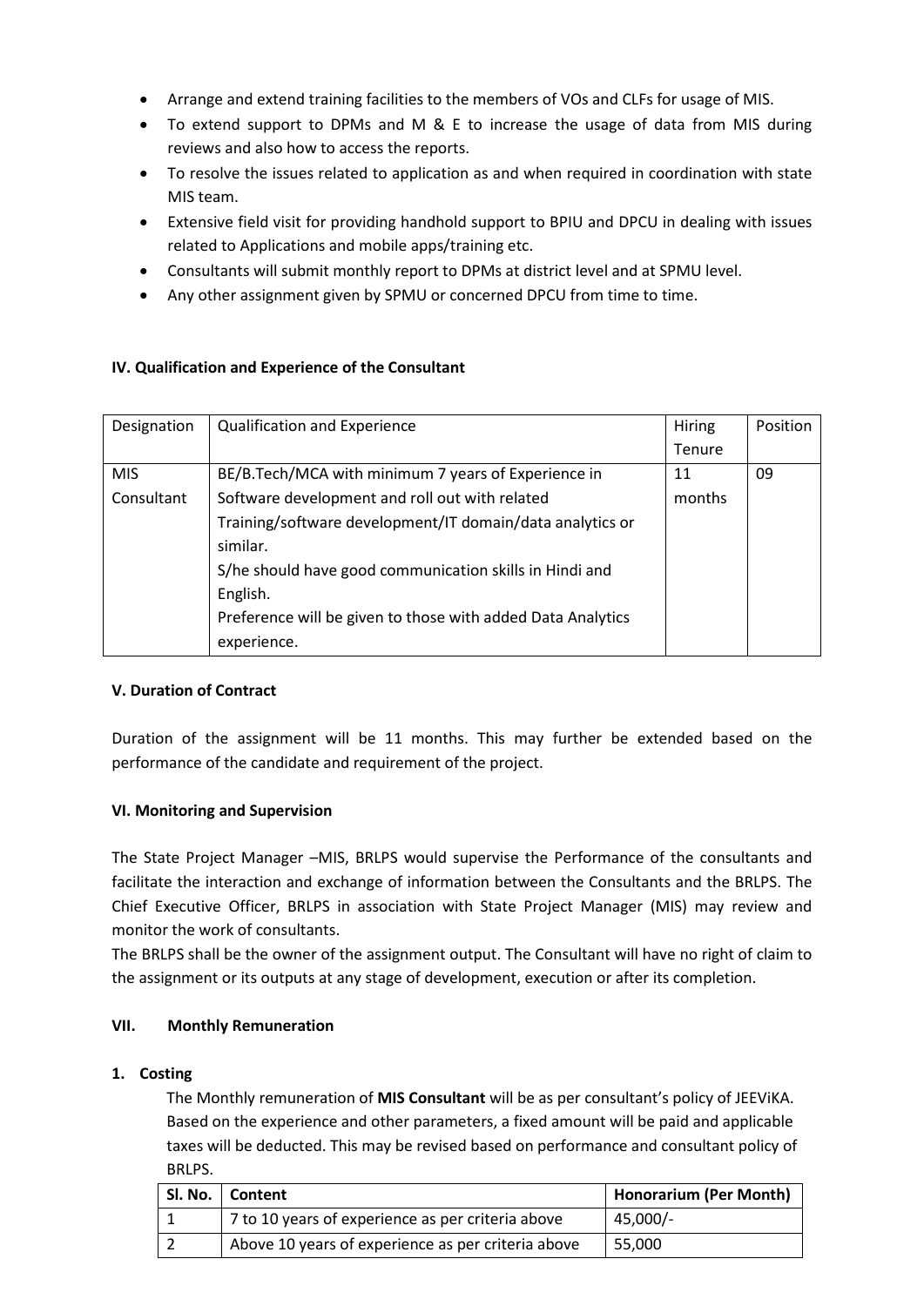- Arrange and extend training facilities to the members of VOs and CLFs for usage of MIS.
- To extend support to DPMs and M & E to increase the usage of data from MIS during reviews and also how to access the reports.
- To resolve the issues related to application as and when required in coordination with state MIS team.
- Extensive field visit for providing handhold support to BPIU and DPCU in dealing with issues related to Applications and mobile apps/training etc.
- Consultants will submit monthly report to DPMs at district level and at SPMU level.
- Any other assignment given by SPMU or concerned DPCU from time to time.

### IV. Qualification and Experience of the Consultant

| Designation | Qualification and Experience | Hiring Tenure | Position |
|---|---|---|---|
| MIS Consultant | BE/B.Tech/MCA with minimum 7 years of Experience in Software development and roll out with related Training/software development/IT domain/data analytics or similar.<br>S/he should have good communication skills in Hindi and English.<br>Preference will be given to those with added Data Analytics experience. | 11 months | 09 |

### V. Duration of Contract

Duration of the assignment will be 11 months. This may further be extended based on the performance of the candidate and requirement of the project.

### VI. Monitoring and Supervision

The State Project Manager –MIS, BRLPS would supervise the Performance of the consultants and facilitate the interaction and exchange of information between the Consultants and the BRLPS. The Chief Executive Officer, BRLPS in association with State Project Manager (MIS) may review and monitor the work of consultants.

The BRLPS shall be the owner of the assignment output. The Consultant will have no right of claim to the assignment or its outputs at any stage of development, execution or after its completion.

### VII. Monthly Remuneration

**1. Costing**

The Monthly remuneration of **MIS Consultant** will be as per consultant's policy of JEEViKA. Based on the experience and other parameters, a fixed amount will be paid and applicable taxes will be deducted. This may be revised based on performance and consultant policy of BRLPS.

| Sl. No. | Content | Honorarium (Per Month) |
|---|---|---|
| 1 | 7 to 10 years of experience as per criteria above | 45,000/- |
| 2 | Above 10 years of experience as per criteria above | 55,000 |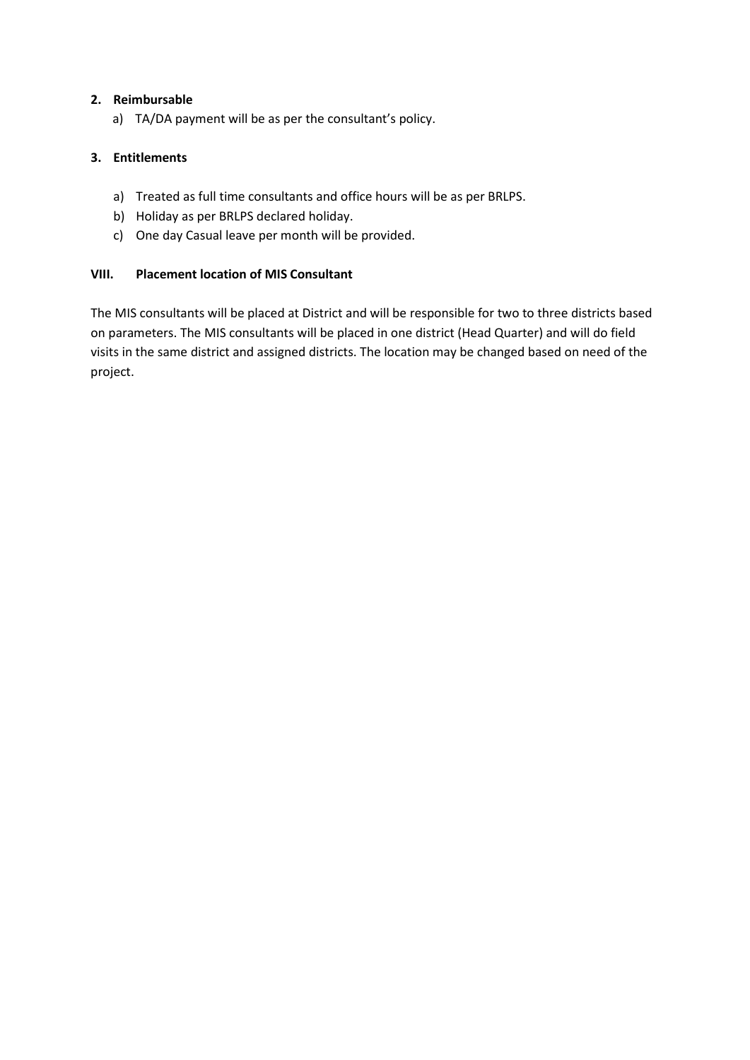**2. Reimbursable**

a) TA/DA payment will be as per the consultant's policy.

**3. Entitlements**

a) Treated as full time consultants and office hours will be as per BRLPS.
b) Holiday as per BRLPS declared holiday.
c) One day Casual leave per month will be provided.

## VIII. Placement location of MIS Consultant

The MIS consultants will be placed at District and will be responsible for two to three districts based on parameters. The MIS consultants will be placed in one district (Head Quarter) and will do field visits in the same district and assigned districts. The location may be changed based on need of the project.